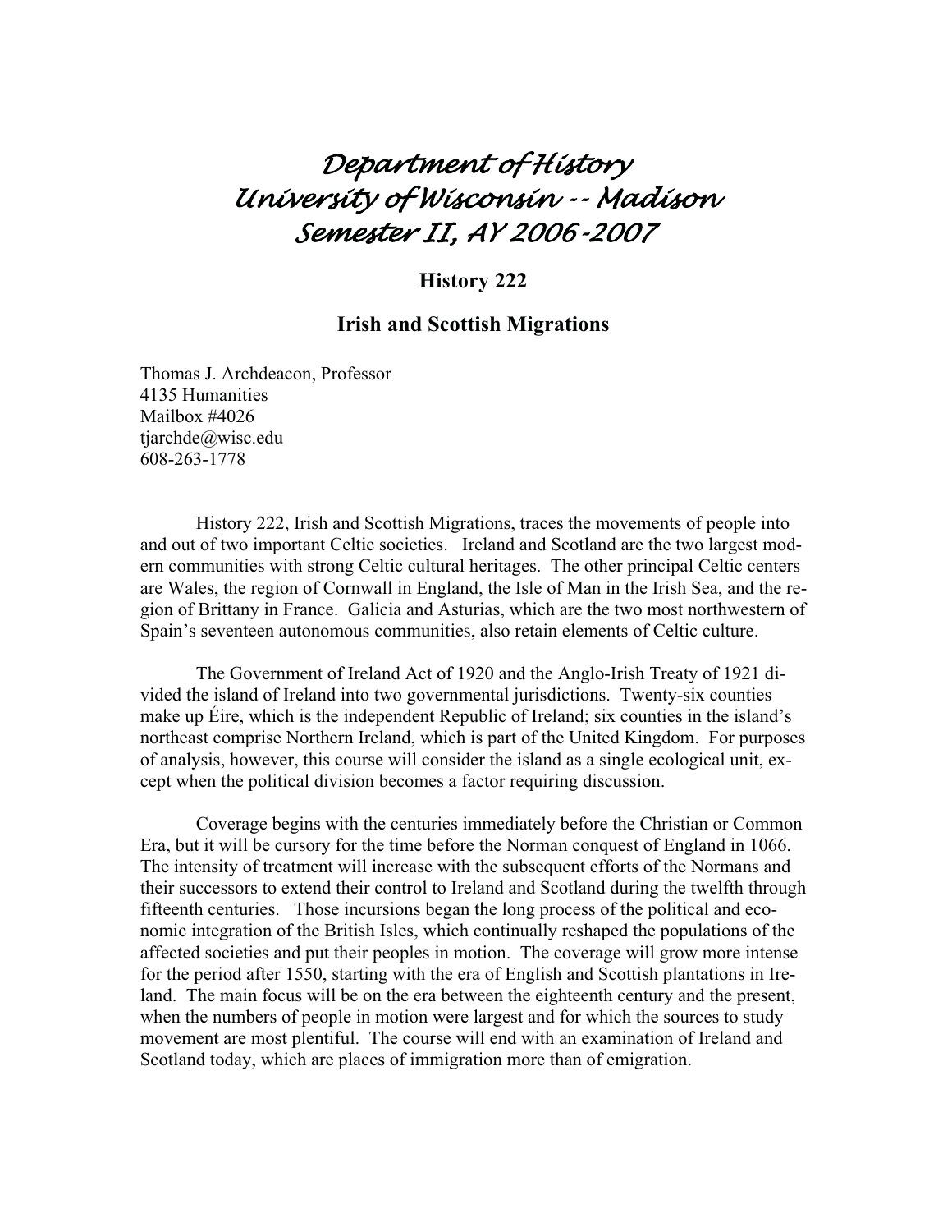# Department of History
# University of Wisconsin -- Madison
# Semester II, AY 2006-2007

## History 222

## Irish and Scottish Migrations

Thomas J. Archdeacon, Professor
4135 Humanities
Mailbox #4026
tjarchde@wisc.edu
608-263-1778

History 222, Irish and Scottish Migrations, traces the movements of people into and out of two important Celtic societies. Ireland and Scotland are the two largest modern communities with strong Celtic cultural heritages. The other principal Celtic centers are Wales, the region of Cornwall in England, the Isle of Man in the Irish Sea, and the region of Brittany in France. Galicia and Asturias, which are the two most northwestern of Spain's seventeen autonomous communities, also retain elements of Celtic culture.

The Government of Ireland Act of 1920 and the Anglo-Irish Treaty of 1921 divided the island of Ireland into two governmental jurisdictions. Twenty-six counties make up Éire, which is the independent Republic of Ireland; six counties in the island's northeast comprise Northern Ireland, which is part of the United Kingdom. For purposes of analysis, however, this course will consider the island as a single ecological unit, except when the political division becomes a factor requiring discussion.

Coverage begins with the centuries immediately before the Christian or Common Era, but it will be cursory for the time before the Norman conquest of England in 1066. The intensity of treatment will increase with the subsequent efforts of the Normans and their successors to extend their control to Ireland and Scotland during the twelfth through fifteenth centuries. Those incursions began the long process of the political and economic integration of the British Isles, which continually reshaped the populations of the affected societies and put their peoples in motion. The coverage will grow more intense for the period after 1550, starting with the era of English and Scottish plantations in Ireland. The main focus will be on the era between the eighteenth century and the present, when the numbers of people in motion were largest and for which the sources to study movement are most plentiful. The course will end with an examination of Ireland and Scotland today, which are places of immigration more than of emigration.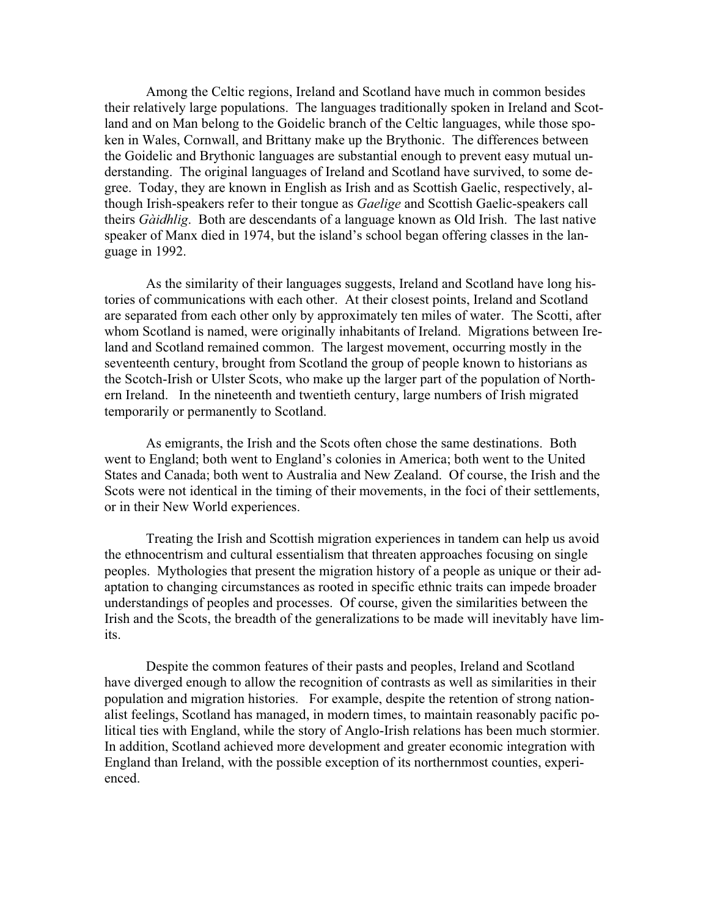Among the Celtic regions, Ireland and Scotland have much in common besides their relatively large populations. The languages traditionally spoken in Ireland and Scotland and on Man belong to the Goidelic branch of the Celtic languages, while those spoken in Wales, Cornwall, and Brittany make up the Brythonic. The differences between the Goidelic and Brythonic languages are substantial enough to prevent easy mutual understanding. The original languages of Ireland and Scotland have survived, to some degree. Today, they are known in English as Irish and as Scottish Gaelic, respectively, although Irish-speakers refer to their tongue as *Gaelige* and Scottish Gaelic-speakers call theirs *Gàidhlig*. Both are descendants of a language known as Old Irish. The last native speaker of Manx died in 1974, but the island's school began offering classes in the language in 1992.

As the similarity of their languages suggests, Ireland and Scotland have long histories of communications with each other. At their closest points, Ireland and Scotland are separated from each other only by approximately ten miles of water. The Scotti, after whom Scotland is named, were originally inhabitants of Ireland. Migrations between Ireland and Scotland remained common. The largest movement, occurring mostly in the seventeenth century, brought from Scotland the group of people known to historians as the Scotch-Irish or Ulster Scots, who make up the larger part of the population of Northern Ireland. In the nineteenth and twentieth century, large numbers of Irish migrated temporarily or permanently to Scotland.

As emigrants, the Irish and the Scots often chose the same destinations. Both went to England; both went to England's colonies in America; both went to the United States and Canada; both went to Australia and New Zealand. Of course, the Irish and the Scots were not identical in the timing of their movements, in the foci of their settlements, or in their New World experiences.

Treating the Irish and Scottish migration experiences in tandem can help us avoid the ethnocentrism and cultural essentialism that threaten approaches focusing on single peoples. Mythologies that present the migration history of a people as unique or their adaptation to changing circumstances as rooted in specific ethnic traits can impede broader understandings of peoples and processes. Of course, given the similarities between the Irish and the Scots, the breadth of the generalizations to be made will inevitably have limits.

Despite the common features of their pasts and peoples, Ireland and Scotland have diverged enough to allow the recognition of contrasts as well as similarities in their population and migration histories. For example, despite the retention of strong nationalist feelings, Scotland has managed, in modern times, to maintain reasonably pacific political ties with England, while the story of Anglo-Irish relations has been much stormier. In addition, Scotland achieved more development and greater economic integration with England than Ireland, with the possible exception of its northernmost counties, experienced.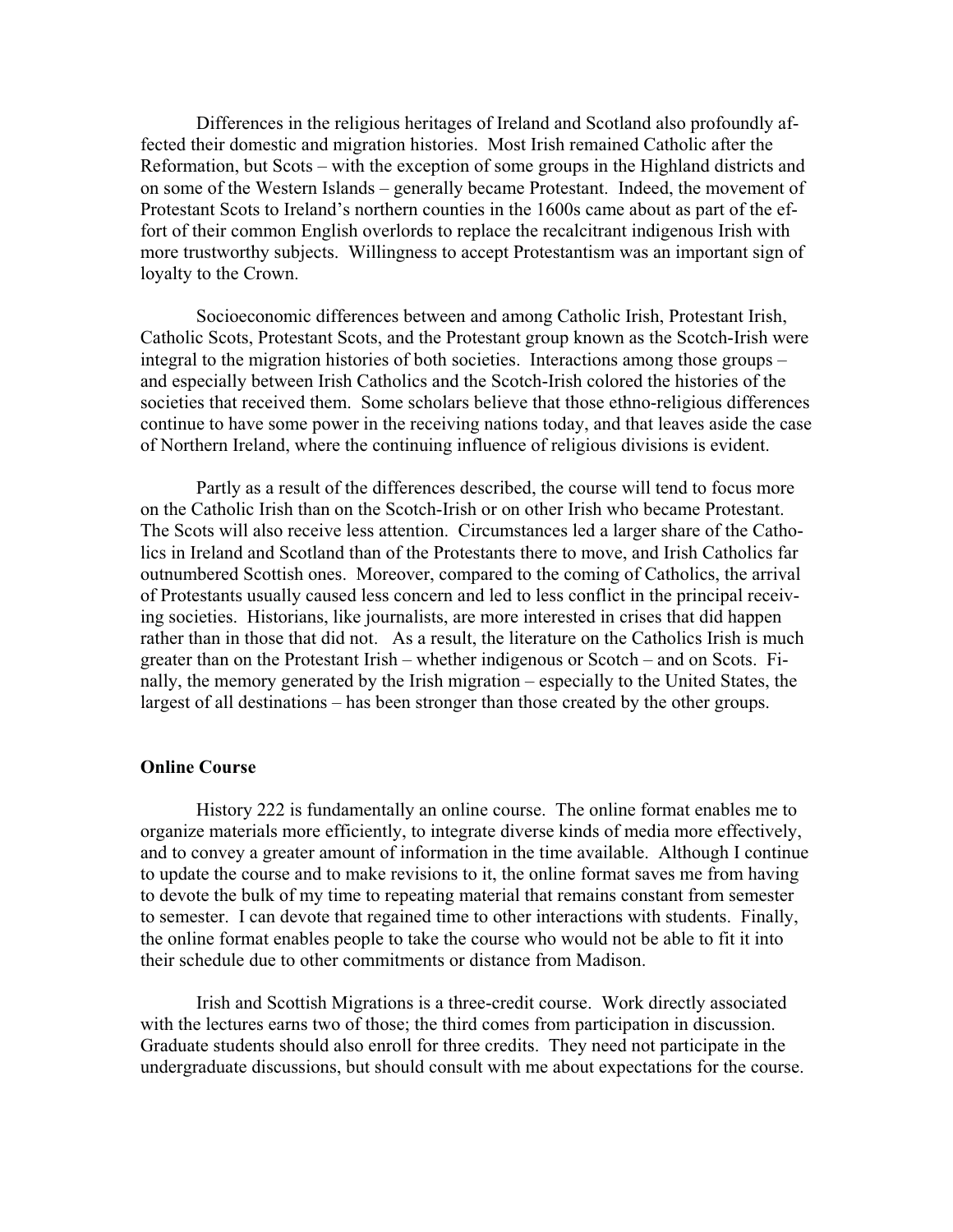Differences in the religious heritages of Ireland and Scotland also profoundly affected their domestic and migration histories. Most Irish remained Catholic after the Reformation, but Scots – with the exception of some groups in the Highland districts and on some of the Western Islands – generally became Protestant. Indeed, the movement of Protestant Scots to Ireland's northern counties in the 1600s came about as part of the effort of their common English overlords to replace the recalcitrant indigenous Irish with more trustworthy subjects. Willingness to accept Protestantism was an important sign of loyalty to the Crown.

Socioeconomic differences between and among Catholic Irish, Protestant Irish, Catholic Scots, Protestant Scots, and the Protestant group known as the Scotch-Irish were integral to the migration histories of both societies. Interactions among those groups – and especially between Irish Catholics and the Scotch-Irish colored the histories of the societies that received them. Some scholars believe that those ethno-religious differences continue to have some power in the receiving nations today, and that leaves aside the case of Northern Ireland, where the continuing influence of religious divisions is evident.

Partly as a result of the differences described, the course will tend to focus more on the Catholic Irish than on the Scotch-Irish or on other Irish who became Protestant. The Scots will also receive less attention. Circumstances led a larger share of the Catholics in Ireland and Scotland than of the Protestants there to move, and Irish Catholics far outnumbered Scottish ones. Moreover, compared to the coming of Catholics, the arrival of Protestants usually caused less concern and led to less conflict in the principal receiving societies. Historians, like journalists, are more interested in crises that did happen rather than in those that did not. As a result, the literature on the Catholics Irish is much greater than on the Protestant Irish – whether indigenous or Scotch – and on Scots. Finally, the memory generated by the Irish migration – especially to the United States, the largest of all destinations – has been stronger than those created by the other groups.

**Online Course**

History 222 is fundamentally an online course. The online format enables me to organize materials more efficiently, to integrate diverse kinds of media more effectively, and to convey a greater amount of information in the time available. Although I continue to update the course and to make revisions to it, the online format saves me from having to devote the bulk of my time to repeating material that remains constant from semester to semester. I can devote that regained time to other interactions with students. Finally, the online format enables people to take the course who would not be able to fit it into their schedule due to other commitments or distance from Madison.

Irish and Scottish Migrations is a three-credit course. Work directly associated with the lectures earns two of those; the third comes from participation in discussion. Graduate students should also enroll for three credits. They need not participate in the undergraduate discussions, but should consult with me about expectations for the course.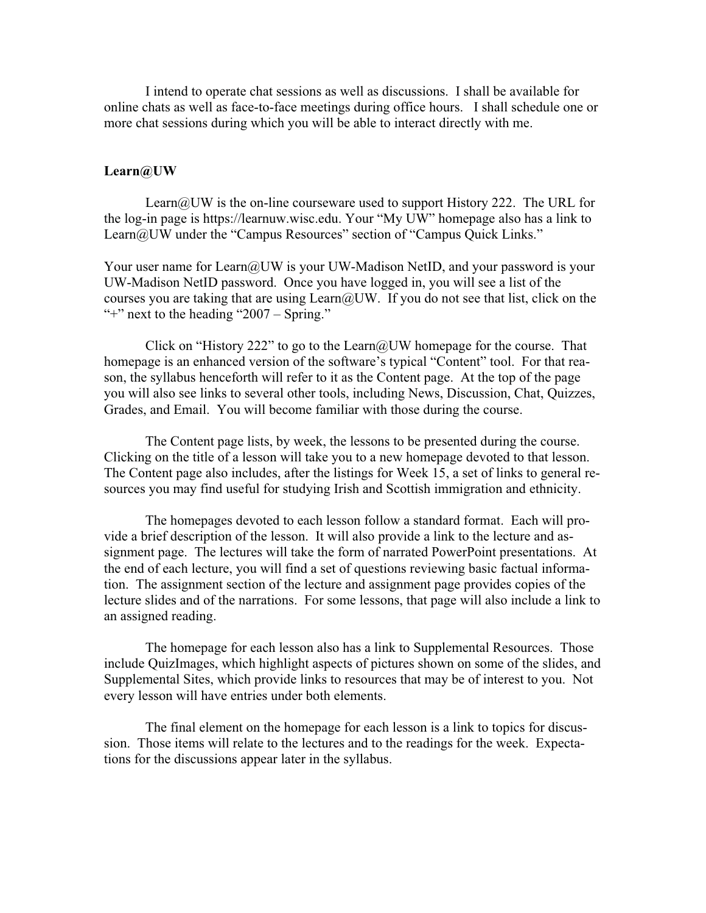I intend to operate chat sessions as well as discussions. I shall be available for online chats as well as face-to-face meetings during office hours. I shall schedule one or more chat sessions during which you will be able to interact directly with me.

**Learn@UW**

Learn@UW is the on-line courseware used to support History 222. The URL for the log-in page is https://learnuw.wisc.edu. Your "My UW" homepage also has a link to Learn@UW under the "Campus Resources" section of "Campus Quick Links."

Your user name for Learn@UW is your UW-Madison NetID, and your password is your UW-Madison NetID password. Once you have logged in, you will see a list of the courses you are taking that are using Learn@UW. If you do not see that list, click on the "+" next to the heading "2007 – Spring."

Click on "History 222" to go to the Learn@UW homepage for the course. That homepage is an enhanced version of the software's typical "Content" tool. For that reason, the syllabus henceforth will refer to it as the Content page. At the top of the page you will also see links to several other tools, including News, Discussion, Chat, Quizzes, Grades, and Email. You will become familiar with those during the course.

The Content page lists, by week, the lessons to be presented during the course. Clicking on the title of a lesson will take you to a new homepage devoted to that lesson. The Content page also includes, after the listings for Week 15, a set of links to general resources you may find useful for studying Irish and Scottish immigration and ethnicity.

The homepages devoted to each lesson follow a standard format. Each will provide a brief description of the lesson. It will also provide a link to the lecture and assignment page. The lectures will take the form of narrated PowerPoint presentations. At the end of each lecture, you will find a set of questions reviewing basic factual information. The assignment section of the lecture and assignment page provides copies of the lecture slides and of the narrations. For some lessons, that page will also include a link to an assigned reading.

The homepage for each lesson also has a link to Supplemental Resources. Those include QuizImages, which highlight aspects of pictures shown on some of the slides, and Supplemental Sites, which provide links to resources that may be of interest to you. Not every lesson will have entries under both elements.

The final element on the homepage for each lesson is a link to topics for discussion. Those items will relate to the lectures and to the readings for the week. Expectations for the discussions appear later in the syllabus.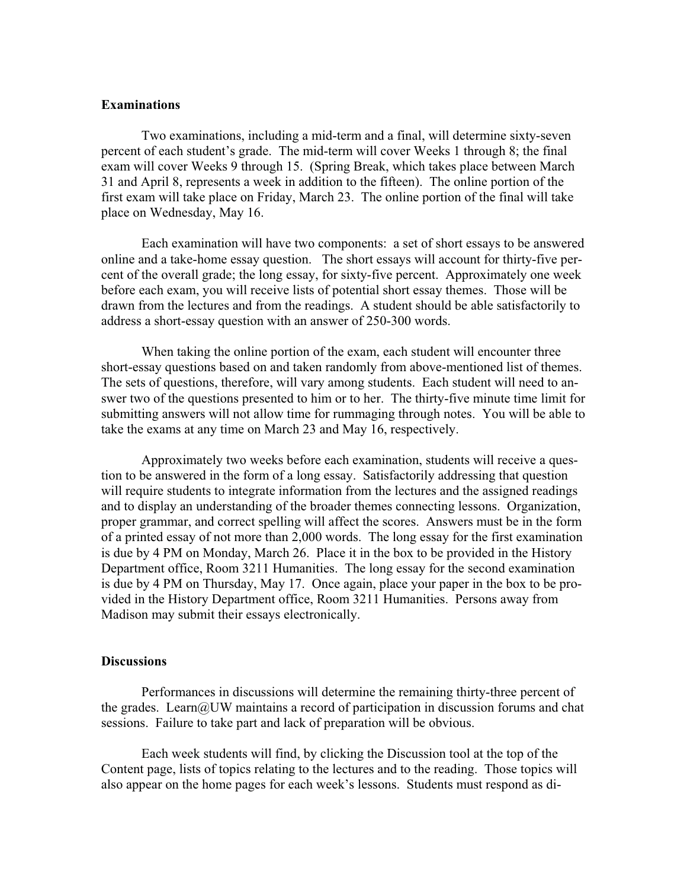### Examinations

Two examinations, including a mid-term and a final, will determine sixty-seven percent of each student's grade. The mid-term will cover Weeks 1 through 8; the final exam will cover Weeks 9 through 15. (Spring Break, which takes place between March 31 and April 8, represents a week in addition to the fifteen). The online portion of the first exam will take place on Friday, March 23. The online portion of the final will take place on Wednesday, May 16.

Each examination will have two components: a set of short essays to be answered online and a take-home essay question. The short essays will account for thirty-five percent of the overall grade; the long essay, for sixty-five percent. Approximately one week before each exam, you will receive lists of potential short essay themes. Those will be drawn from the lectures and from the readings. A student should be able satisfactorily to address a short-essay question with an answer of 250-300 words.

When taking the online portion of the exam, each student will encounter three short-essay questions based on and taken randomly from above-mentioned list of themes. The sets of questions, therefore, will vary among students. Each student will need to answer two of the questions presented to him or to her. The thirty-five minute time limit for submitting answers will not allow time for rummaging through notes. You will be able to take the exams at any time on March 23 and May 16, respectively.

Approximately two weeks before each examination, students will receive a question to be answered in the form of a long essay. Satisfactorily addressing that question will require students to integrate information from the lectures and the assigned readings and to display an understanding of the broader themes connecting lessons. Organization, proper grammar, and correct spelling will affect the scores. Answers must be in the form of a printed essay of not more than 2,000 words. The long essay for the first examination is due by 4 PM on Monday, March 26. Place it in the box to be provided in the History Department office, Room 3211 Humanities. The long essay for the second examination is due by 4 PM on Thursday, May 17. Once again, place your paper in the box to be provided in the History Department office, Room 3211 Humanities. Persons away from Madison may submit their essays electronically.

### Discussions

Performances in discussions will determine the remaining thirty-three percent of the grades. Learn@UW maintains a record of participation in discussion forums and chat sessions. Failure to take part and lack of preparation will be obvious.

Each week students will find, by clicking the Discussion tool at the top of the Content page, lists of topics relating to the lectures and to the reading. Those topics will also appear on the home pages for each week's lessons. Students must respond as di-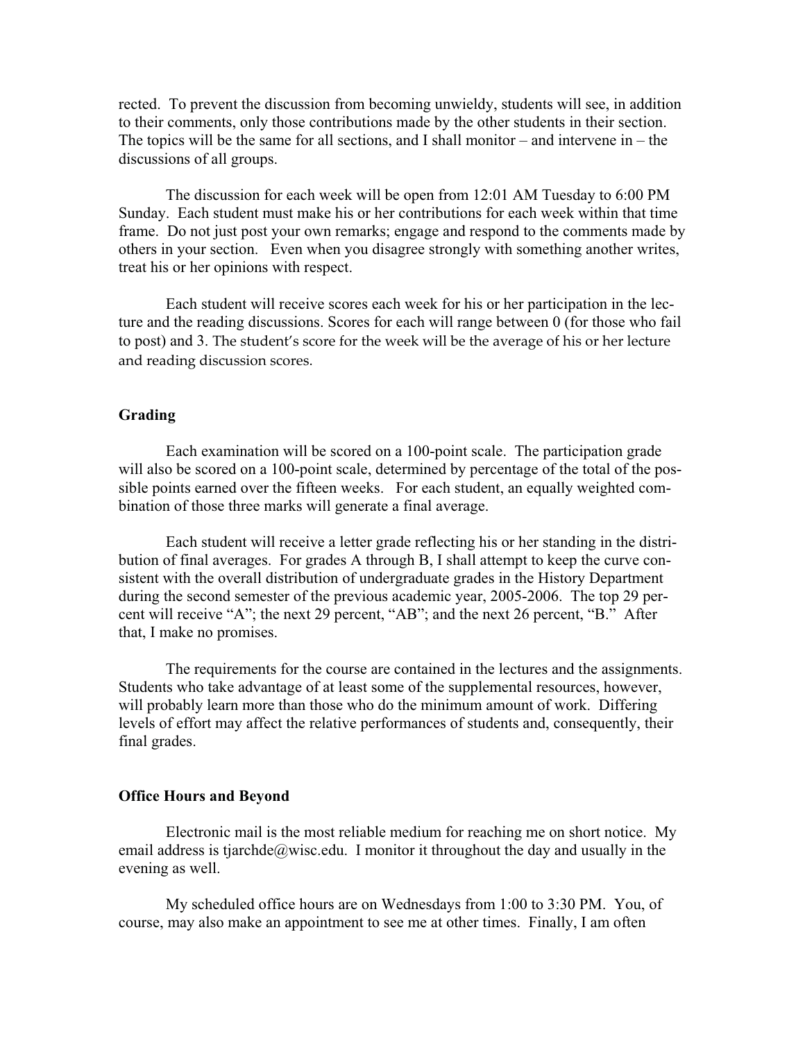rected. To prevent the discussion from becoming unwieldy, students will see, in addition to their comments, only those contributions made by the other students in their section. The topics will be the same for all sections, and I shall monitor – and intervene in – the discussions of all groups.

The discussion for each week will be open from 12:01 AM Tuesday to 6:00 PM Sunday. Each student must make his or her contributions for each week within that time frame. Do not just post your own remarks; engage and respond to the comments made by others in your section. Even when you disagree strongly with something another writes, treat his or her opinions with respect.

Each student will receive scores each week for his or her participation in the lecture and the reading discussions. Scores for each will range between 0 (for those who fail to post) and 3. The student's score for the week will be the average of his or her lecture and reading discussion scores.

### Grading

Each examination will be scored on a 100-point scale. The participation grade will also be scored on a 100-point scale, determined by percentage of the total of the possible points earned over the fifteen weeks. For each student, an equally weighted combination of those three marks will generate a final average.

Each student will receive a letter grade reflecting his or her standing in the distribution of final averages. For grades A through B, I shall attempt to keep the curve consistent with the overall distribution of undergraduate grades in the History Department during the second semester of the previous academic year, 2005-2006. The top 29 percent will receive "A"; the next 29 percent, "AB"; and the next 26 percent, "B." After that, I make no promises.

The requirements for the course are contained in the lectures and the assignments. Students who take advantage of at least some of the supplemental resources, however, will probably learn more than those who do the minimum amount of work. Differing levels of effort may affect the relative performances of students and, consequently, their final grades.

### Office Hours and Beyond

Electronic mail is the most reliable medium for reaching me on short notice. My email address is tjarchde@wisc.edu. I monitor it throughout the day and usually in the evening as well.

My scheduled office hours are on Wednesdays from 1:00 to 3:30 PM. You, of course, may also make an appointment to see me at other times. Finally, I am often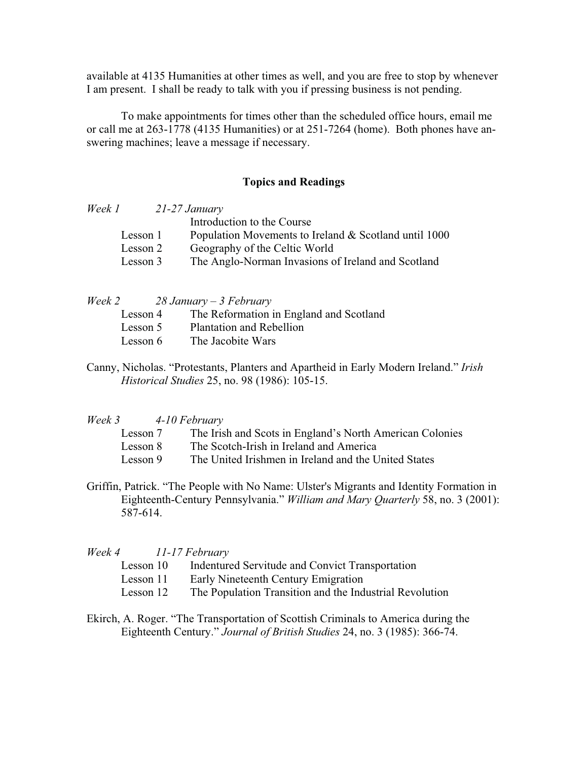available at 4135 Humanities at other times as well, and you are free to stop by whenever I am present. I shall be ready to talk with you if pressing business is not pending.

To make appointments for times other than the scheduled office hours, email me or call me at 263-1778 (4135 Humanities) or at 251-7264 (home). Both phones have answering machines; leave a message if necessary.

## Topics and Readings

*Week 1* *21-27 January*

Introduction to the Course

- Lesson 1 Population Movements to Ireland & Scotland until 1000
- Lesson 2 Geography of the Celtic World
- Lesson 3 The Anglo-Norman Invasions of Ireland and Scotland

*Week 2* *28 January – 3 February*

- Lesson 4 The Reformation in England and Scotland
- Lesson 5 Plantation and Rebellion
- Lesson 6 The Jacobite Wars

Canny, Nicholas. "Protestants, Planters and Apartheid in Early Modern Ireland." *Irish Historical Studies* 25, no. 98 (1986): 105-15.

*Week 3* *4-10 February*

- Lesson 7 The Irish and Scots in England's North American Colonies
- Lesson 8 The Scotch-Irish in Ireland and America
- Lesson 9 The United Irishmen in Ireland and the United States

Griffin, Patrick. "The People with No Name: Ulster's Migrants and Identity Formation in Eighteenth-Century Pennsylvania." *William and Mary Quarterly* 58, no. 3 (2001): 587-614.

*Week 4* *11-17 February*

- Lesson 10 Indentured Servitude and Convict Transportation
- Lesson 11 Early Nineteenth Century Emigration
- Lesson 12 The Population Transition and the Industrial Revolution

Ekirch, A. Roger. "The Transportation of Scottish Criminals to America during the Eighteenth Century." *Journal of British Studies* 24, no. 3 (1985): 366-74.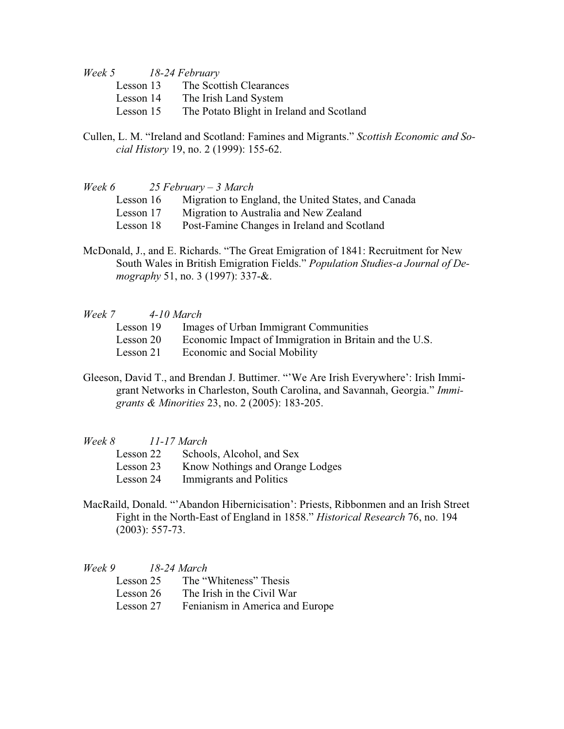*Week 5 18-24 February*

Lesson 13 The Scottish Clearances
Lesson 14 The Irish Land System
Lesson 15 The Potato Blight in Ireland and Scotland

Cullen, L. M. "Ireland and Scotland: Famines and Migrants." *Scottish Economic and Social History* 19, no. 2 (1999): 155-62.

*Week 6 25 February – 3 March*

Lesson 16 Migration to England, the United States, and Canada
Lesson 17 Migration to Australia and New Zealand
Lesson 18 Post-Famine Changes in Ireland and Scotland

McDonald, J., and E. Richards. "The Great Emigration of 1841: Recruitment for New South Wales in British Emigration Fields." *Population Studies-a Journal of Demography* 51, no. 3 (1997): 337-&.

*Week 7 4-10 March*

Lesson 19 Images of Urban Immigrant Communities
Lesson 20 Economic Impact of Immigration in Britain and the U.S.
Lesson 21 Economic and Social Mobility

Gleeson, David T., and Brendan J. Buttimer. "'We Are Irish Everywhere': Irish Immigrant Networks in Charleston, South Carolina, and Savannah, Georgia." *Immigrants & Minorities* 23, no. 2 (2005): 183-205.

*Week 8 11-17 March*

Lesson 22 Schools, Alcohol, and Sex
Lesson 23 Know Nothings and Orange Lodges
Lesson 24 Immigrants and Politics

MacRaild, Donald. "'Abandon Hibernicisation': Priests, Ribbonmen and an Irish Street Fight in the North-East of England in 1858." *Historical Research* 76, no. 194 (2003): 557-73.

*Week 9 18-24 March*

Lesson 25 The "Whiteness" Thesis
Lesson 26 The Irish in the Civil War
Lesson 27 Fenianism in America and Europe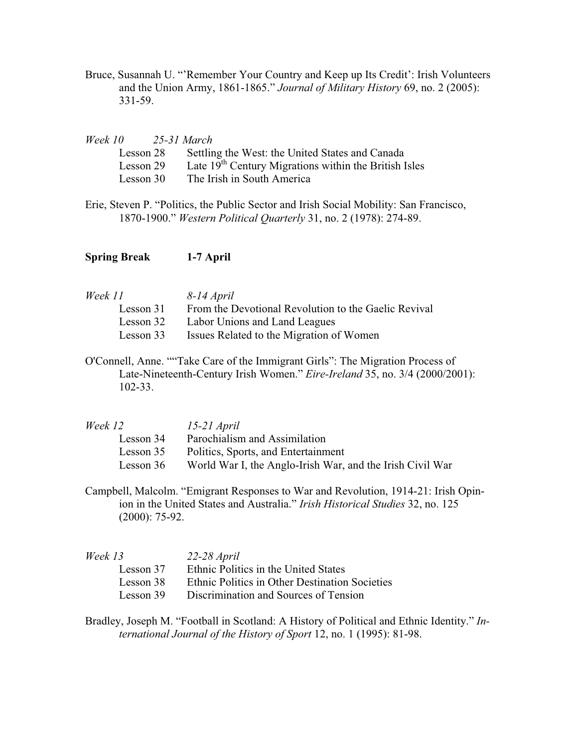Bruce, Susannah U. "'Remember Your Country and Keep up Its Credit': Irish Volunteers and the Union Army, 1861-1865." *Journal of Military History* 69, no. 2 (2005): 331-59.

*Week 10 25-31 March*

Lesson 28 Settling the West: the United States and Canada
Lesson 29 Late 19th Century Migrations within the British Isles
Lesson 30 The Irish in South America

Erie, Steven P. "Politics, the Public Sector and Irish Social Mobility: San Francisco, 1870-1900." *Western Political Quarterly* 31, no. 2 (1978): 274-89.

**Spring Break 1-7 April**

*Week 11 8-14 April*

Lesson 31 From the Devotional Revolution to the Gaelic Revival
Lesson 32 Labor Unions and Land Leagues
Lesson 33 Issues Related to the Migration of Women

O'Connell, Anne. ""Take Care of the Immigrant Girls": The Migration Process of Late-Nineteenth-Century Irish Women." *Eire-Ireland* 35, no. 3/4 (2000/2001): 102-33.

*Week 12 15-21 April*

Lesson 34 Parochialism and Assimilation
Lesson 35 Politics, Sports, and Entertainment
Lesson 36 World War I, the Anglo-Irish War, and the Irish Civil War

Campbell, Malcolm. "Emigrant Responses to War and Revolution, 1914-21: Irish Opinion in the United States and Australia." *Irish Historical Studies* 32, no. 125 (2000): 75-92.

*Week 13 22-28 April*

Lesson 37 Ethnic Politics in the United States
Lesson 38 Ethnic Politics in Other Destination Societies
Lesson 39 Discrimination and Sources of Tension

Bradley, Joseph M. "Football in Scotland: A History of Political and Ethnic Identity." *International Journal of the History of Sport* 12, no. 1 (1995): 81-98.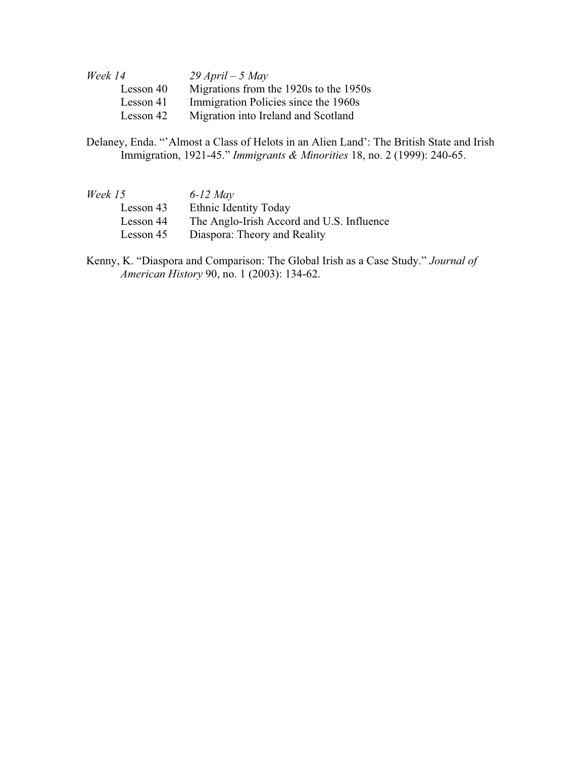*Week 14* *29 April – 5 May*

Lesson 40 Migrations from the 1920s to the 1950s
Lesson 41 Immigration Policies since the 1960s
Lesson 42 Migration into Ireland and Scotland

Delaney, Enda. "'Almost a Class of Helots in an Alien Land': The British State and Irish Immigration, 1921-45." *Immigrants & Minorities* 18, no. 2 (1999): 240-65.

*Week 15* *6-12 May*

Lesson 43 Ethnic Identity Today
Lesson 44 The Anglo-Irish Accord and U.S. Influence
Lesson 45 Diaspora: Theory and Reality

Kenny, K. "Diaspora and Comparison: The Global Irish as a Case Study." *Journal of American History* 90, no. 1 (2003): 134-62.